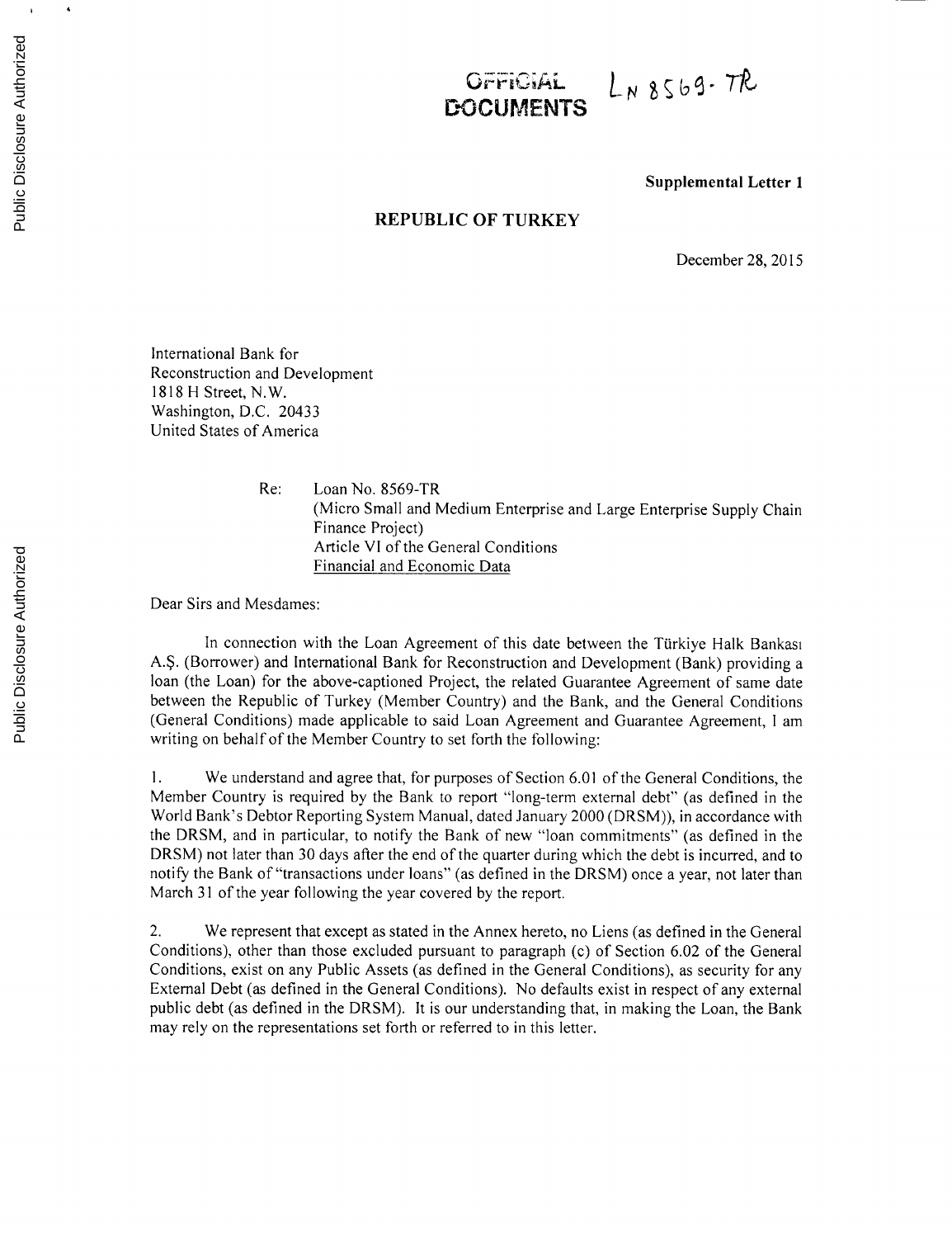OFFICIAL DOCUMENTS  LN 8569-TR

**Supplemental Letter 1**

**REPUBLIC OF TURKEY**

December 28, 2015

International Bank for
Reconstruction and Development
1818 H Street, N.W.
Washington, D.C. 20433
United States of America

Re: Loan No. 8569-TR
(Micro Small and Medium Enterprise and Large Enterprise Supply Chain Finance Project)
Article VI of the General Conditions
Financial and Economic Data

Dear Sirs and Mesdames:

In connection with the Loan Agreement of this date between the Türkiye Halk Bankası A.Ş. (Borrower) and International Bank for Reconstruction and Development (Bank) providing a loan (the Loan) for the above-captioned Project, the related Guarantee Agreement of same date between the Republic of Turkey (Member Country) and the Bank, and the General Conditions (General Conditions) made applicable to said Loan Agreement and Guarantee Agreement, I am writing on behalf of the Member Country to set forth the following:

1. We understand and agree that, for purposes of Section 6.01 of the General Conditions, the Member Country is required by the Bank to report "long-term external debt" (as defined in the World Bank's Debtor Reporting System Manual, dated January 2000 (DRSM)), in accordance with the DRSM, and in particular, to notify the Bank of new "loan commitments" (as defined in the DRSM) not later than 30 days after the end of the quarter during which the debt is incurred, and to notify the Bank of "transactions under loans" (as defined in the DRSM) once a year, not later than March 31 of the year following the year covered by the report.

2. We represent that except as stated in the Annex hereto, no Liens (as defined in the General Conditions), other than those excluded pursuant to paragraph (c) of Section 6.02 of the General Conditions, exist on any Public Assets (as defined in the General Conditions), as security for any External Debt (as defined in the General Conditions). No defaults exist in respect of any external public debt (as defined in the DRSM). It is our understanding that, in making the Loan, the Bank may rely on the representations set forth or referred to in this letter.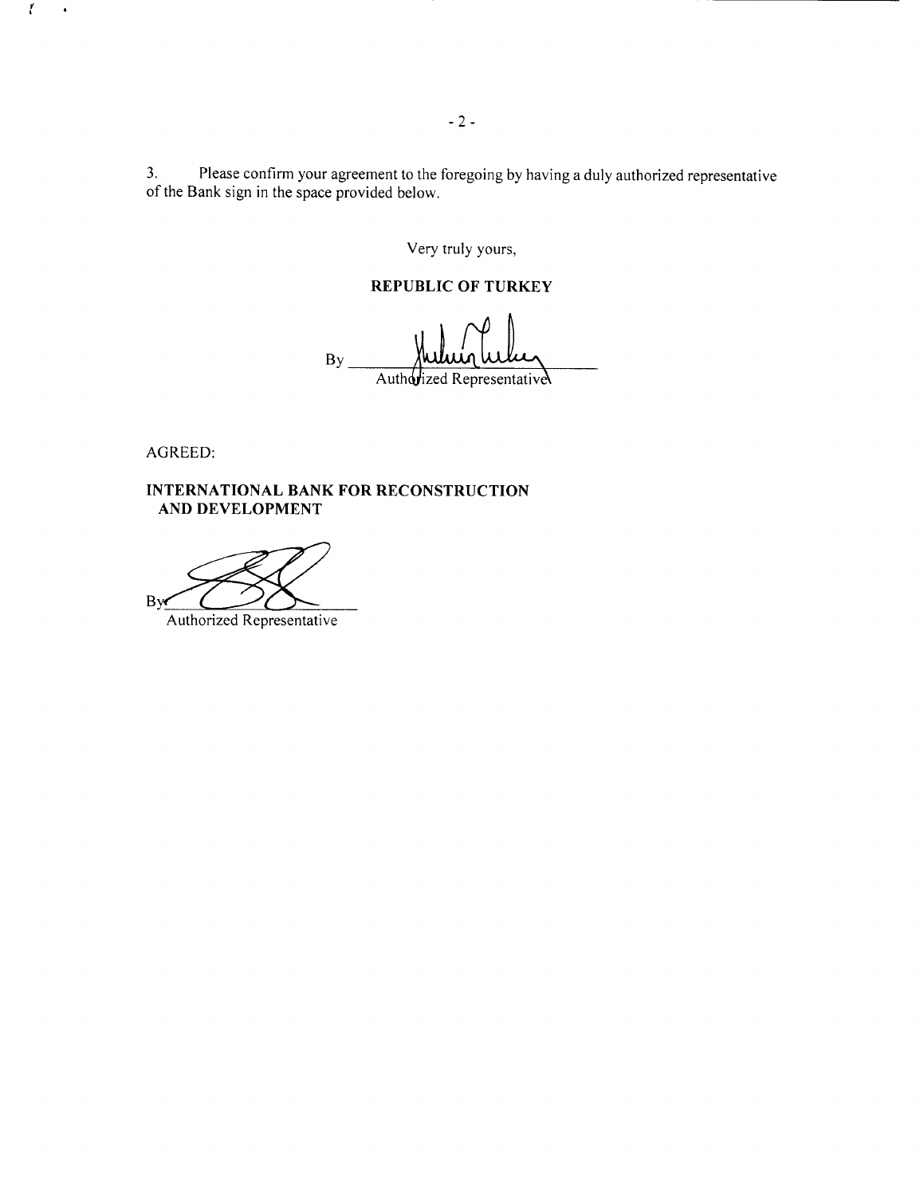3. Please confirm your agreement to the foregoing by having a duly authorized representative of the Bank sign in the space provided below.

Very truly yours,

**REPUBLIC OF TURKEY**

By \_\_\_\_\_\_\_\_\_\_\_\_\_\_\_\_\_\_\_\_\_\_\_\_\_\_
Authorized Representative

AGREED:

**INTERNATIONAL BANK FOR RECONSTRUCTION AND DEVELOPMENT**

By \_\_\_\_\_\_\_\_\_\_\_\_\_\_\_\_\_\_\_\_\_\_\_\_\_\_
Authorized Representative